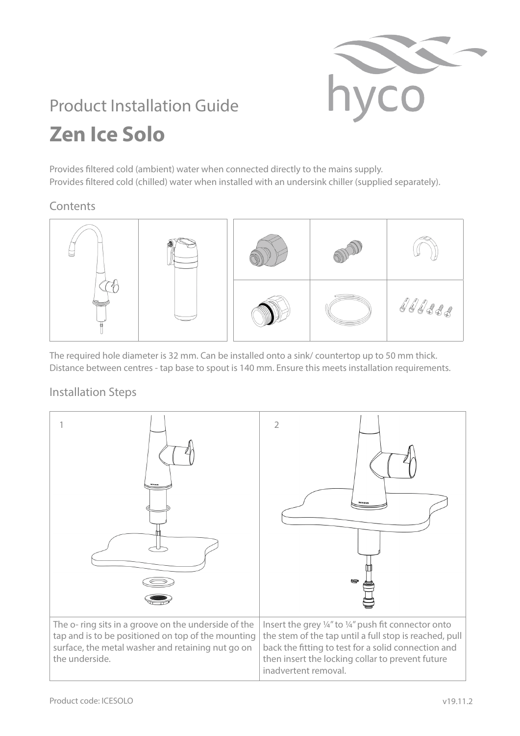# Product Installation Guide

## Zen Ice Solo

Provides filtered cold (ambient) water when connected directly to the mains supply.
Provides filtered cold (chilled) water when installed with an undersink chiller (supplied separately).

### Contents

The required hole diameter is 32 mm. Can be installed onto a sink/ countertop up to 50 mm thick.
Distance between centres - tap base to spout is 140 mm. Ensure this meets installation requirements.

### Installation Steps

| 1 | 2 |
| --- | --- |
| The o- ring sits in a groove on the underside of the tap and is to be positioned on top of the mounting surface, the metal washer and retaining nut go on the underside. | Insert the grey ¼" to ¼" push fit connector onto the stem of the tap until a full stop is reached, pull back the fitting to test for a solid connection and then insert the locking collar to prevent future inadvertent removal. |

Product code: ICESOLO

v19.11.2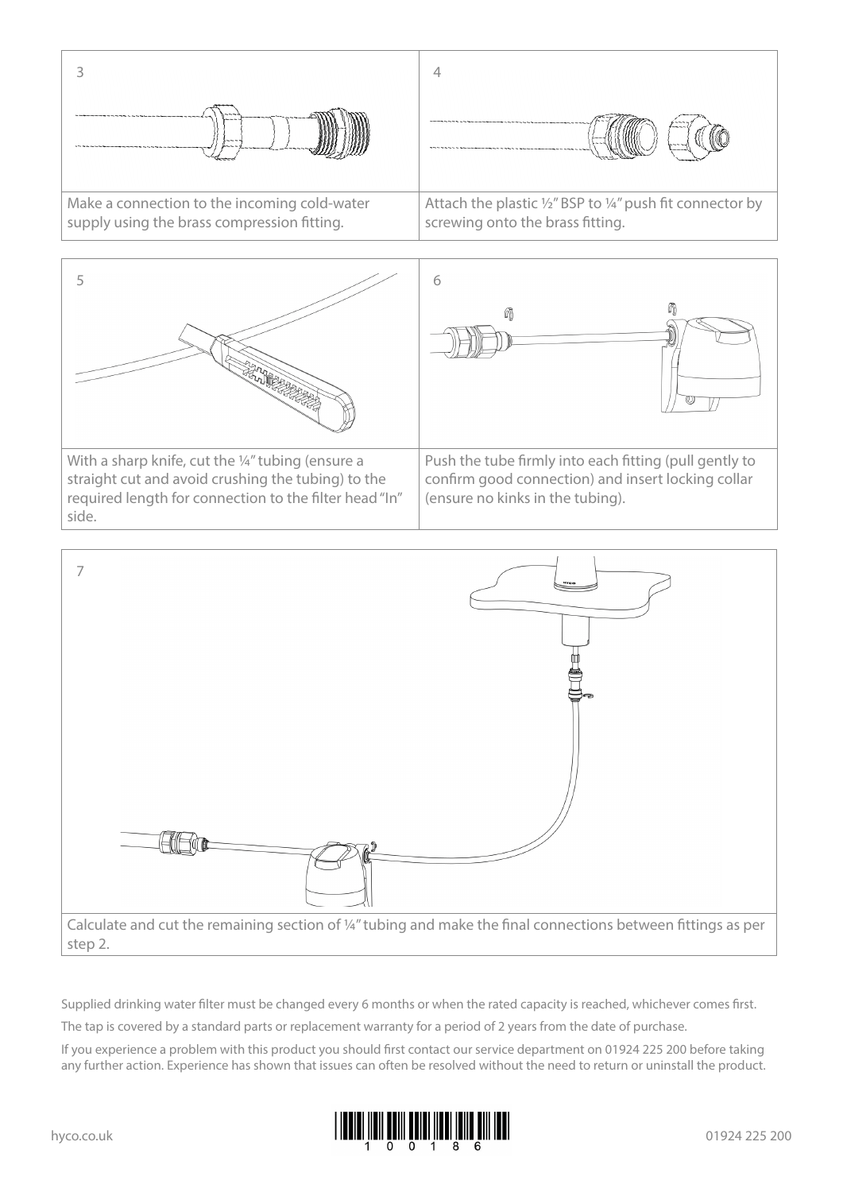3

Make a connection to the incoming cold-water supply using the brass compression fitting.

4

Attach the plastic ½" BSP to ¼" push fit connector by screwing onto the brass fitting.

5

With a sharp knife, cut the ¼" tubing (ensure a straight cut and avoid crushing the tubing) to the required length for connection to the filter head "In" side.

6

Push the tube firmly into each fitting (pull gently to confirm good connection) and insert locking collar (ensure no kinks in the tubing).

7

Calculate and cut the remaining section of ¼" tubing and make the final connections between fittings as per step 2.

Supplied drinking water filter must be changed every 6 months or when the rated capacity is reached, whichever comes first.

The tap is covered by a standard parts or replacement warranty for a period of 2 years from the date of purchase.

If you experience a problem with this product you should first contact our service department on 01924 225 200 before taking any further action. Experience has shown that issues can often be resolved without the need to return or uninstall the product.

hyco.co.uk

100186

01924 225 200